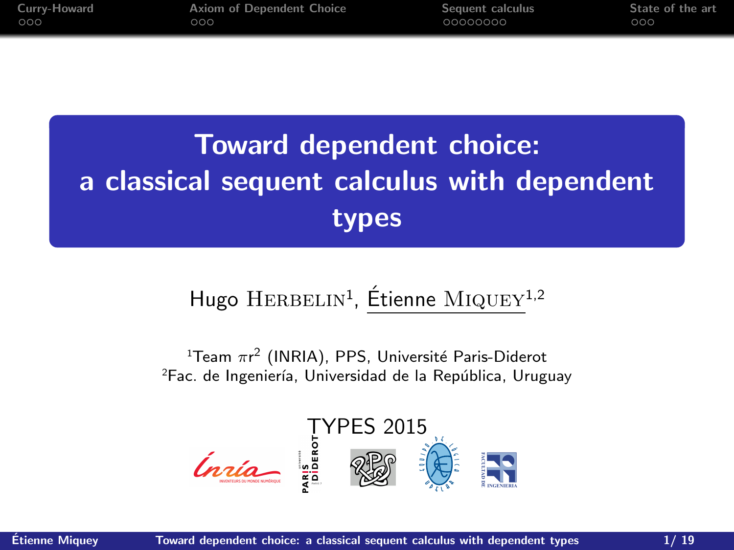# Toward dependent choice: a classical sequent calculus with dependent types

Hugo Herbelin[1], Étienne Miquey[1,2]

[1]Team $\pi r^2$ (INRIA), PPS, Université Paris-Diderot
[2]Fac. de Ingeniería, Universidad de la República, Uruguay

TYPES 2015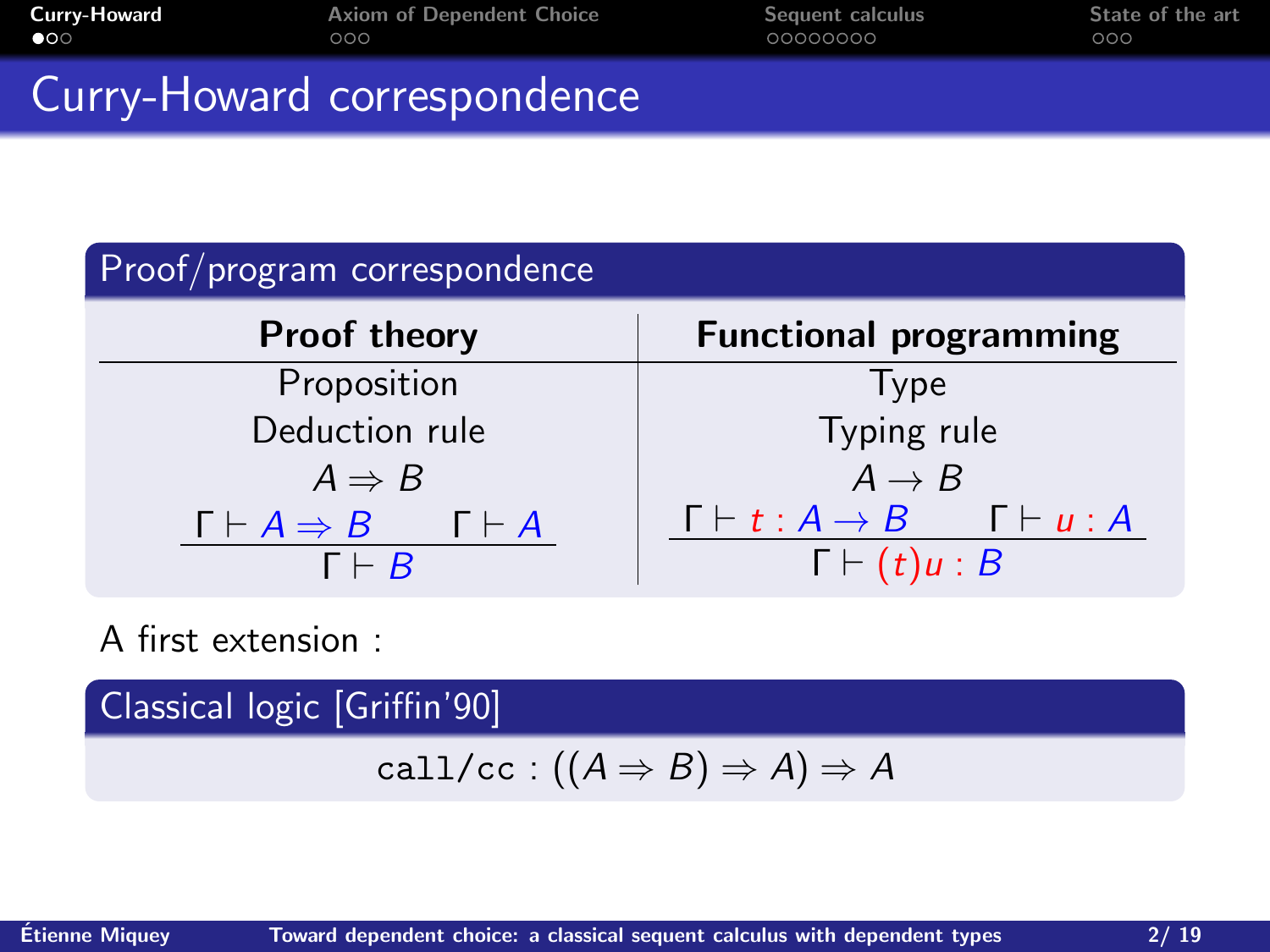# Curry-Howard correspondence

## Proof/program correspondence

| **Proof theory** | **Functional programming** |
| --- | --- |
| Proposition | Type |
| Deduction rule | Typing rule |
| $A \Rightarrow B$ | $A \rightarrow B$ |
| $\dfrac{\Gamma \vdash A \Rightarrow B \qquad \Gamma \vdash A}{\Gamma \vdash B}$ | $\dfrac{\Gamma \vdash t : A \rightarrow B \qquad \Gamma \vdash u : A}{\Gamma \vdash (t)u : B}$ |

A first extension :

## Classical logic [Griffin'90]

$$\texttt{call/cc} : ((A \Rightarrow B) \Rightarrow A) \Rightarrow A$$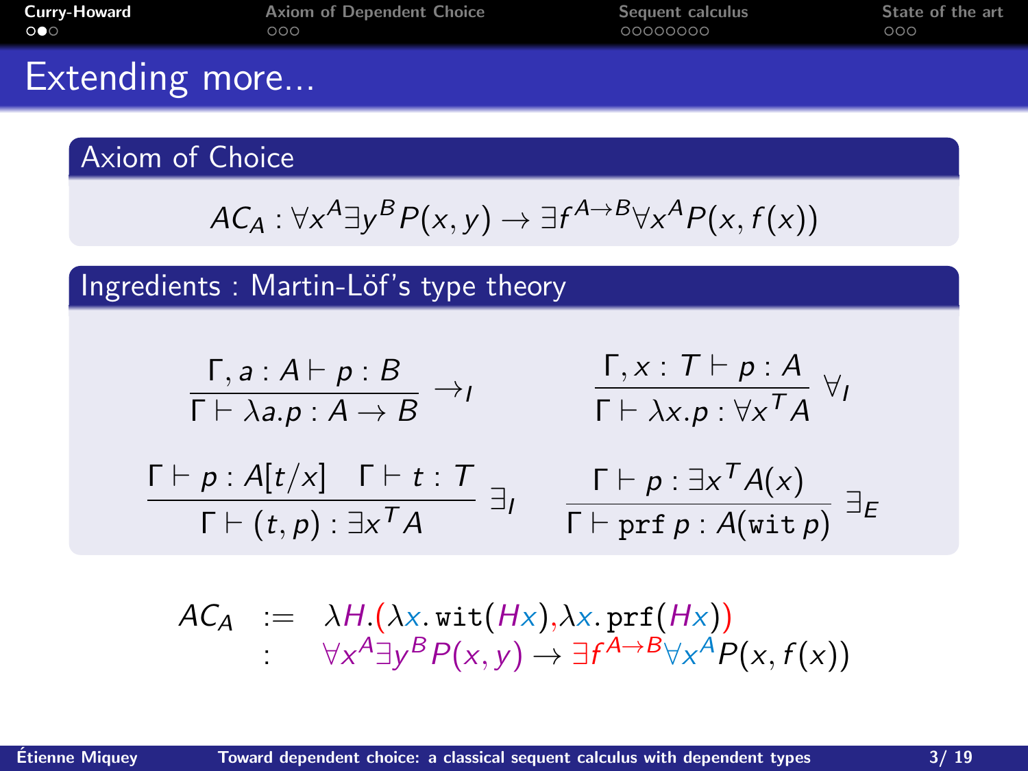# Extending more...

## Axiom of Choice

$$AC_A : \forall x^A \exists y^B P(x,y) \rightarrow \exists f^{A\rightarrow B} \forall x^A P(x, f(x))$$

## Ingredients : Martin-Löf's type theory

$$\frac{\Gamma, a : A \vdash p : B}{\Gamma \vdash \lambda a.p : A \rightarrow B} \rightarrow_I \qquad \frac{\Gamma, x : T \vdash p : A}{\Gamma \vdash \lambda x.p : \forall x^T A} \forall_I$$

$$\frac{\Gamma \vdash p : A[t/x] \quad \Gamma \vdash t : T}{\Gamma \vdash (t,p) : \exists x^T A} \exists_I \qquad \frac{\Gamma \vdash p : \exists x^T A(x)}{\Gamma \vdash \texttt{prf}\ p : A(\texttt{wit}\ p)} \exists_E$$

$$\begin{array}{lcl} AC_A & := & \lambda H.(\lambda x.\texttt{wit}(Hx), \lambda x.\texttt{prf}(Hx)) \\ & : & \forall x^A \exists y^B P(x,y) \rightarrow \exists f^{A\rightarrow B} \forall x^A P(x, f(x)) \end{array}$$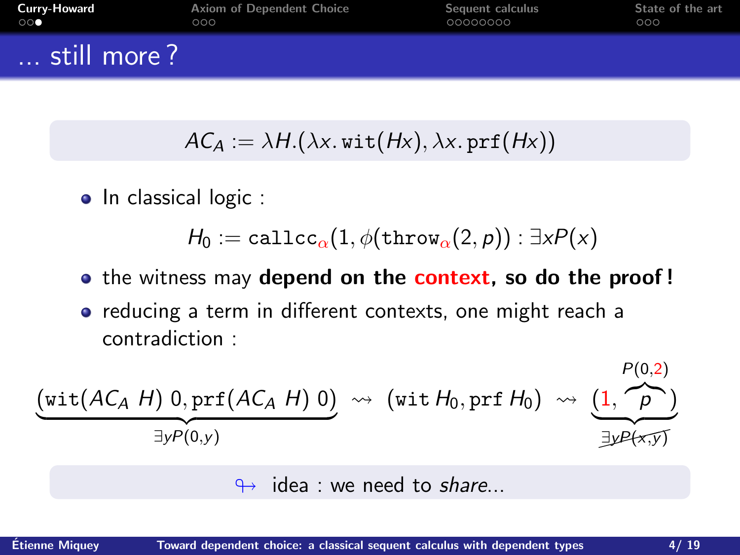# ... still more?

$$AC_A := \lambda H.(\lambda x.\,\mathtt{wit}(Hx), \lambda x.\,\mathtt{prf}(Hx))$$

- In classical logic :

$$H_0 := \mathtt{callcc}_{\alpha}(1, \phi(\mathtt{throw}_{\alpha}(2, p)) : \exists x P(x)$$

- the witness may **depend on the context, so do the proof!**
- reducing a term in different contexts, one might reach a contradiction :

$$\underbrace{(\mathtt{wit}(AC_A\ H)\ 0, \mathtt{prf}(AC_A\ H)\ 0)}_{\exists y P(0,y)} \rightsquigarrow (\mathtt{wit}\, H_0, \mathtt{prf}\, H_0) \rightsquigarrow \underbrace{(1, \overbrace{p}^{P(0,2)})}_{\exists y P(x,y)}$$

↬ idea : we need to *share*...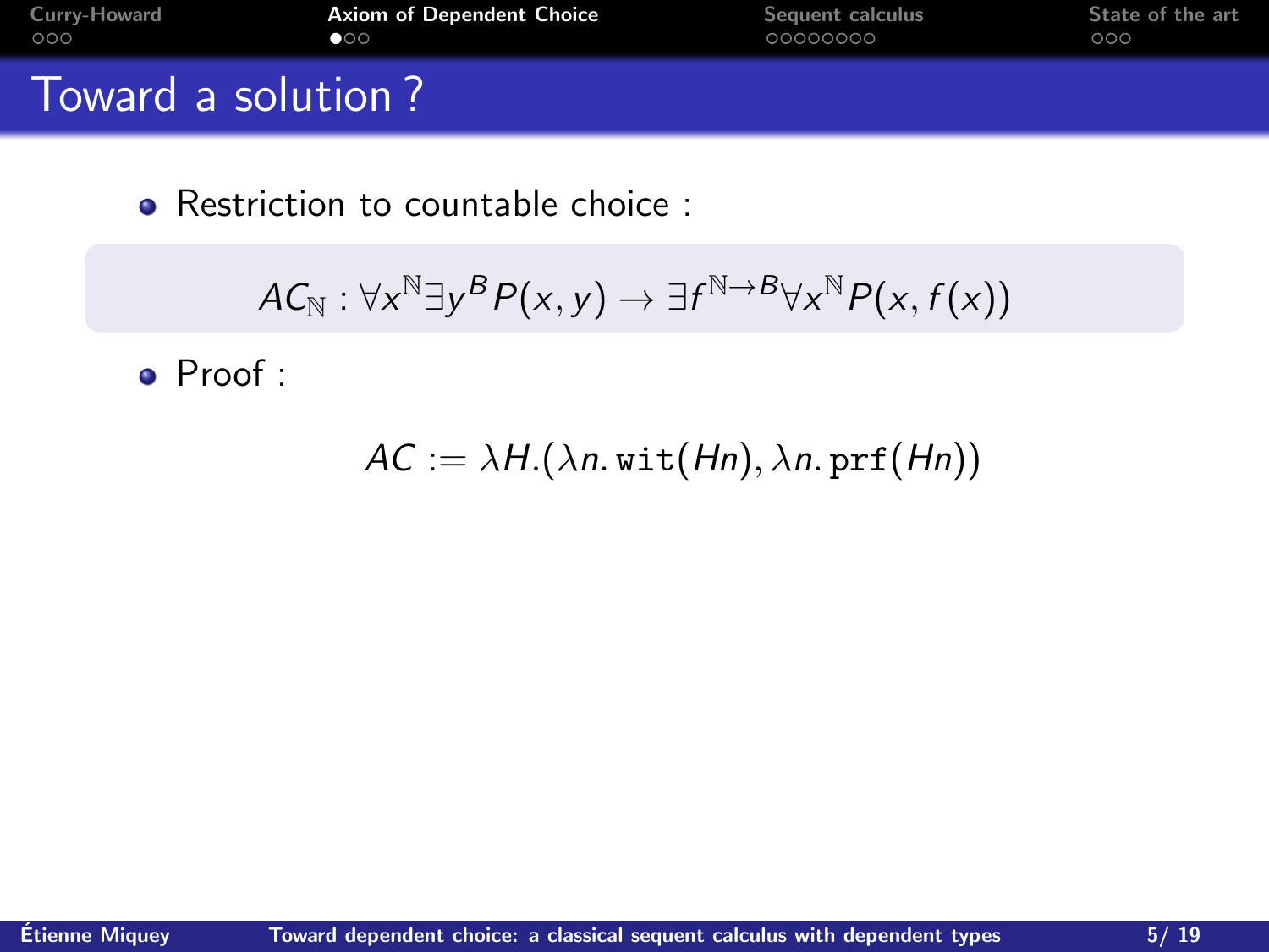## Toward a solution ?

- Restriction to countable choice :

$$AC_{\mathbb{N}} : \forall x^{\mathbb{N}} \exists y^{B} P(x,y) \to \exists f^{\mathbb{N} \to B} \forall x^{\mathbb{N}} P(x, f(x))$$

- Proof :

$$AC := \lambda H.(\lambda n.\,\texttt{wit}(Hn), \lambda n.\,\texttt{prf}(Hn))$$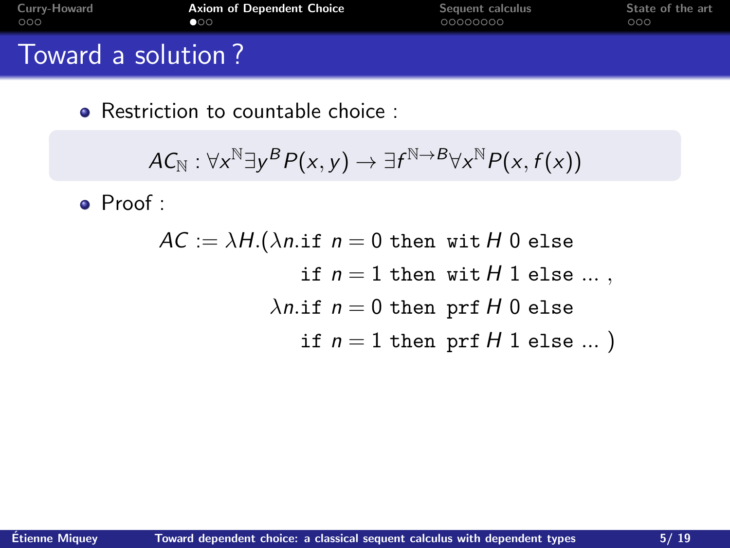# Toward a solution ?

- Restriction to countable choice :

$$AC_{\mathbb{N}} : \forall x^{\mathbb{N}} \exists y^{B} P(x,y) \rightarrow \exists f^{\mathbb{N}\rightarrow B} \forall x^{\mathbb{N}} P(x, f(x))$$

- Proof :

$$\begin{aligned}
AC := \lambda H.(&\lambda n.\texttt{if}\ n = 0\ \texttt{then}\ \texttt{wit}\, H\ 0\ \texttt{else} \\
&\qquad \texttt{if}\ n = 1\ \texttt{then}\ \texttt{wit}\, H\ 1\ \texttt{else}\ \ldots\ , \\
&\lambda n.\texttt{if}\ n = 0\ \texttt{then}\ \texttt{prf}\, H\ 0\ \texttt{else} \\
&\qquad \texttt{if}\ n = 1\ \texttt{then}\ \texttt{prf}\, H\ 1\ \texttt{else}\ \ldots\ )
\end{aligned}$$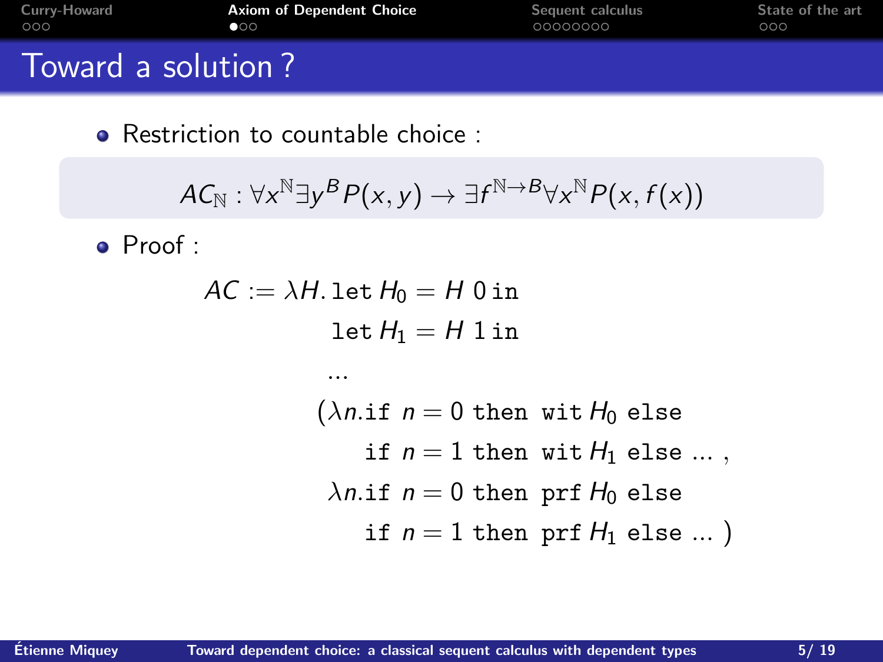# Toward a solution ?

- Restriction to countable choice :

$$AC_{\mathbb{N}} : \forall x^{\mathbb{N}} \exists y^{B} P(x,y) \to \exists f^{\mathbb{N}\to B} \forall x^{\mathbb{N}} P(x, f(x))$$

- Proof :

$$
\begin{aligned}
AC := \lambda H.\, & \texttt{let } H_0 = H\ 0 \texttt{ in} \\
& \texttt{let } H_1 = H\ 1 \texttt{ in} \\
& \dots \\
& (\lambda n.\texttt{if } n = 0 \texttt{ then wit } H_0 \texttt{ else} \\
& \quad \texttt{if } n = 1 \texttt{ then wit } H_1 \texttt{ else} \dots, \\
& \lambda n.\texttt{if } n = 0 \texttt{ then prf } H_0 \texttt{ else} \\
& \quad \texttt{if } n = 1 \texttt{ then prf } H_1 \texttt{ else} \dots)
\end{aligned}
$$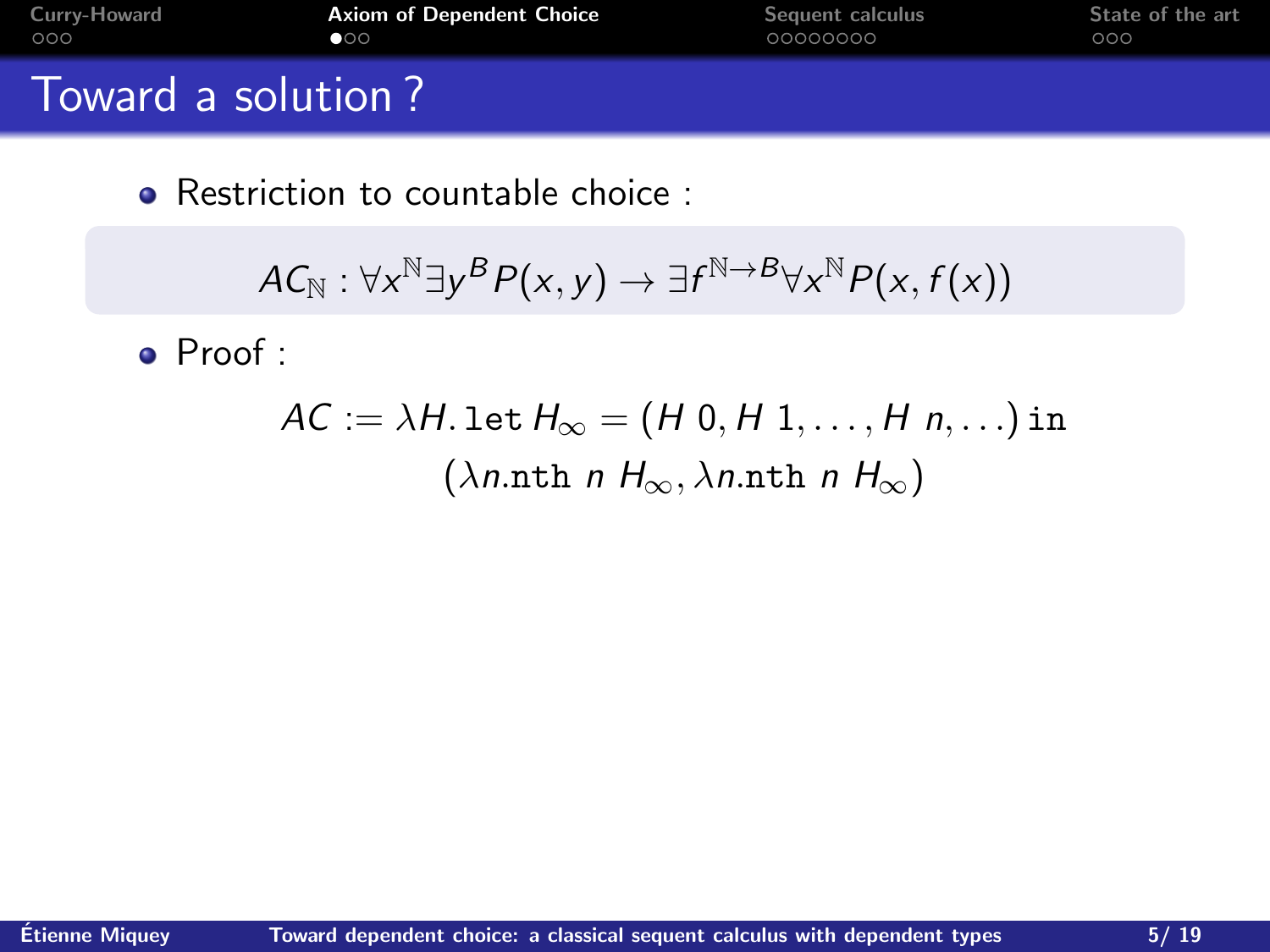# Toward a solution ?

- Restriction to countable choice :

$$AC_{\mathbb{N}} : \forall x^{\mathbb{N}} \exists y^{B} P(x,y) \rightarrow \exists f^{\mathbb{N}\rightarrow B} \forall x^{\mathbb{N}} P(x, f(x))$$

- Proof :

$$AC := \lambda H.\, \texttt{let}\, H_\infty = (H\ 0, H\ 1, \ldots, H\ n, \ldots)\, \texttt{in}$$
$$(\lambda n.\texttt{nth}\ n\ H_\infty, \lambda n.\texttt{nth}\ n\ H_\infty)$$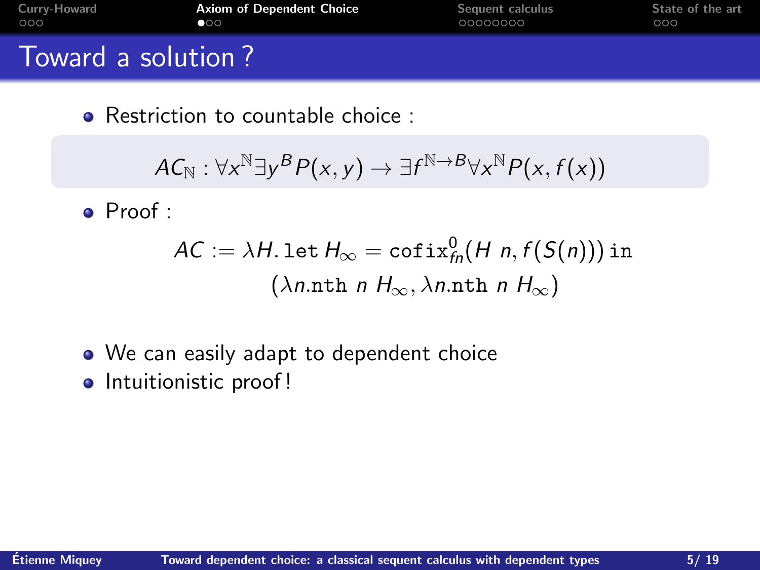# Toward a solution ?

- Restriction to countable choice :

$$AC_{\mathbb{N}} : \forall x^{\mathbb{N}} \exists y^{B} P(x,y) \rightarrow \exists f^{\mathbb{N}\rightarrow B} \forall x^{\mathbb{N}} P(x, f(x))$$

- Proof :

$$AC := \lambda H. \texttt{let}\ H_\infty = \texttt{cofix}^{0}_{fn}(H\ n, f(S(n)))\ \texttt{in}$$
$$(\lambda n.\texttt{nth}\ n\ H_\infty, \lambda n.\texttt{nth}\ n\ H_\infty)$$

- We can easily adapt to dependent choice
- Intuitionistic proof !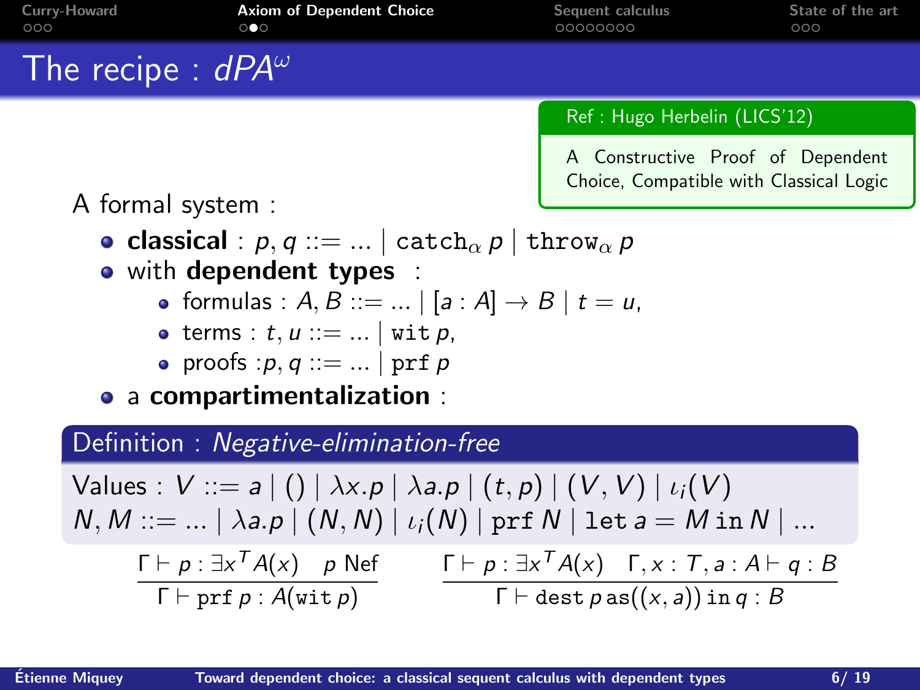# The recipe : $dPA^\omega$

**Ref : Hugo Herbelin (LICS'12)**

A Constructive Proof of Dependent Choice, Compatible with Classical Logic

A formal system :

- **classical** : $p, q ::= \ldots \mid \texttt{catch}_\alpha\, p \mid \texttt{throw}_\alpha\, p$
- with **dependent types** :
  - formulas : $A, B ::= \ldots \mid [a : A] \to B \mid t = u$,
  - terms : $t, u ::= \ldots \mid \texttt{wit}\, p$,
  - proofs : $p, q ::= \ldots \mid \texttt{prf}\, p$
- a **compartimentalization** :

**Definition** : *Negative-elimination-free*

Values : $V ::= a \mid () \mid \lambda x.p \mid \lambda a.p \mid (t, p) \mid (V, V) \mid \iota_i(V)$

$N, M ::= \ldots \mid \lambda a.p \mid (N, N) \mid \iota_i(N) \mid \texttt{prf}\, N \mid \texttt{let}\, a = M\, \texttt{in}\, N \mid \ldots$

$$\frac{\Gamma \vdash p : \exists x^T A(x) \quad p \text{ Nef}}{\Gamma \vdash \texttt{prf}\, p : A(\texttt{wit}\, p)} \qquad \frac{\Gamma \vdash p : \exists x^T A(x) \quad \Gamma, x : T, a : A \vdash q : B}{\Gamma \vdash \texttt{dest}\, p\, \texttt{as}((x, a))\, \texttt{in}\, q : B}$$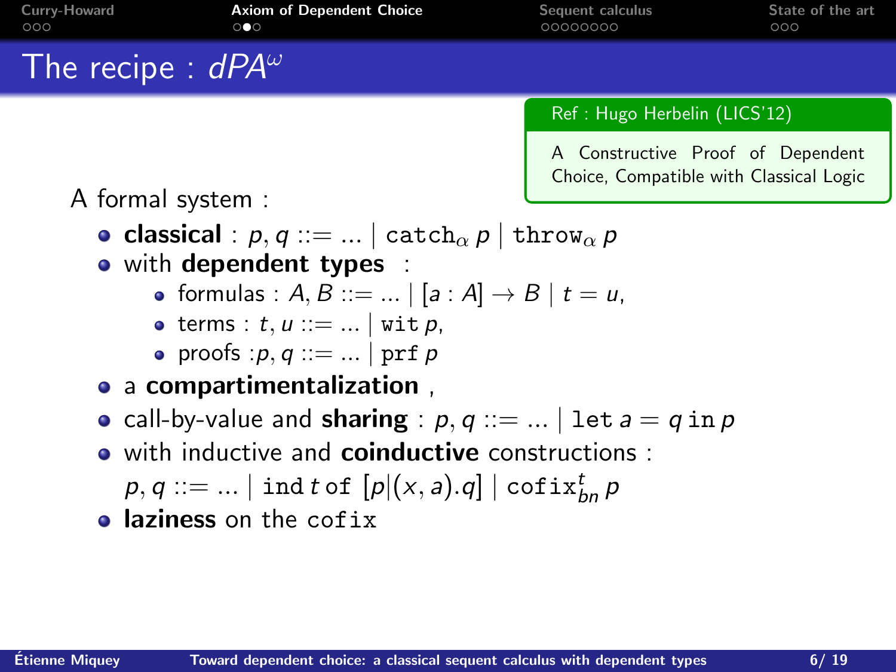# The recipe : $dPA^\omega$

**Ref : Hugo Herbelin (LICS'12)**

A Constructive Proof of Dependent Choice, Compatible with Classical Logic

A formal system :

- **classical** : $p, q ::= \ldots \mid \texttt{catch}_\alpha\, p \mid \texttt{throw}_\alpha\, p$
- with **dependent types** :
  - formulas : $A, B ::= \ldots \mid [a : A] \to B \mid t = u$,
  - terms : $t, u ::= \ldots \mid \texttt{wit}\, p$,
  - proofs : $p, q ::= \ldots \mid \texttt{prf}\, p$
- a **compartimentalization** ,
- call-by-value and **sharing** : $p, q ::= \ldots \mid \texttt{let}\, a = q\, \texttt{in}\, p$
- with inductive and **coinductive** constructions :
  $p, q ::= \ldots \mid \texttt{ind}\, t\, \texttt{of}\ [p|(x, a).q] \mid \texttt{cofix}^t_{bn}\, p$
- **laziness** on the `cofix`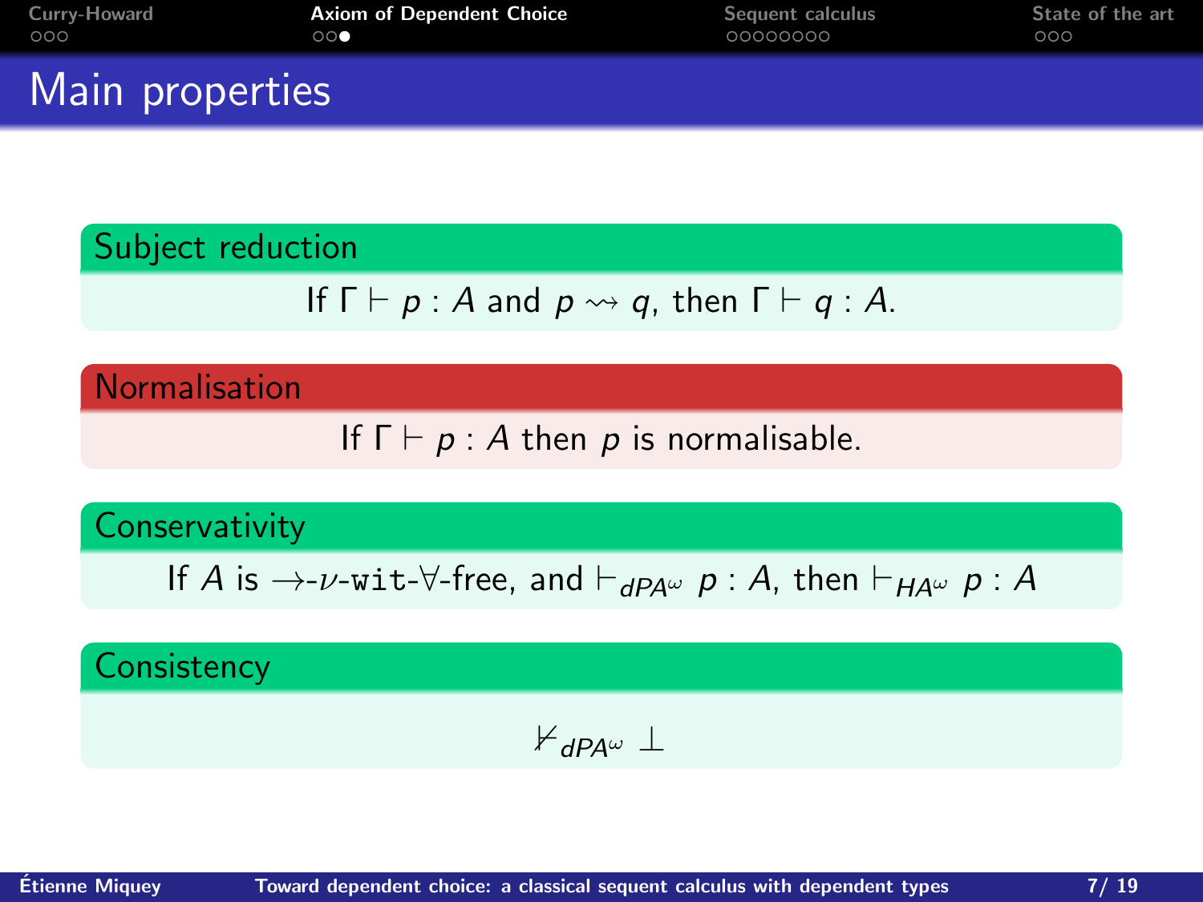# Main properties

**Subject reduction**

If $\Gamma \vdash p : A$ and $p \rightsquigarrow q$, then $\Gamma \vdash q : A$.

**Normalisation**

If $\Gamma \vdash p : A$ then $p$ is normalisable.

**Conservativity**

If $A$ is $\rightarrow$-$\nu$-$\texttt{wit}$-$\forall$-free, and $\vdash_{dPA^\omega} p : A$, then $\vdash_{HA^\omega} p : A$

**Consistency**

$$\nvdash_{dPA^\omega} \bot$$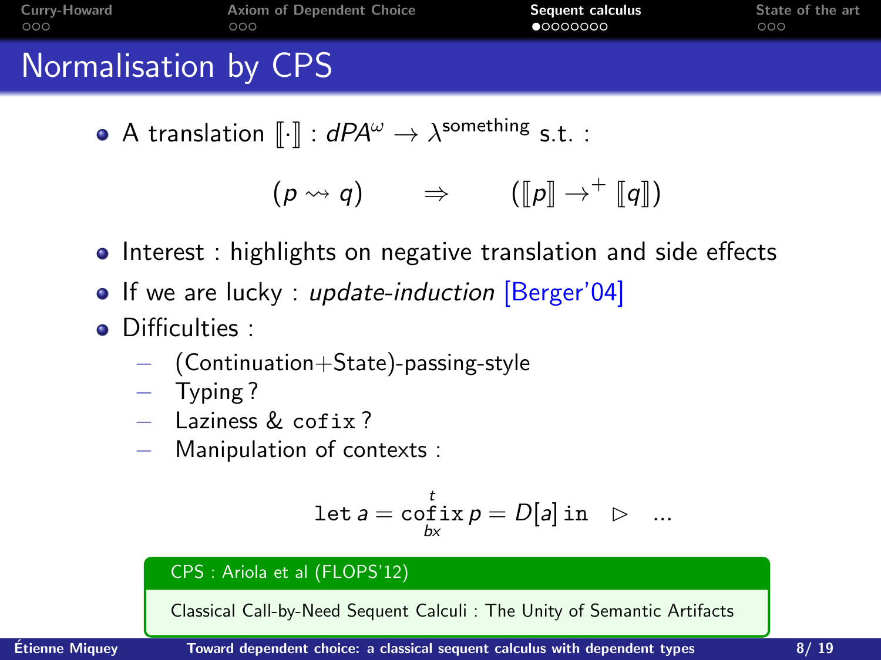# Normalisation by CPS

- A translation $[\![\cdot]\!] : dPA^\omega \to \lambda^{\text{something}}$ s.t. :

$$(p \rightsquigarrow q) \qquad \Rightarrow \qquad ([\![p]\!] \to^+ [\![q]\!])$$

- Interest : highlights on negative translation and side effects
- If we are lucky : *update-induction* [Berger'04]
- Difficulties :
  - (Continuation+State)-passing-style
  - Typing ?
  - Laziness & `cofix` ?
  - Manipulation of contexts :

$$\texttt{let}\ a = \texttt{cofix}^{t}_{bx}\ p = D[a]\ \texttt{in} \quad \triangleright \quad \ldots$$

**CPS : Ariola et al (FLOPS'12)**

Classical Call-by-Need Sequent Calculi : The Unity of Semantic Artifacts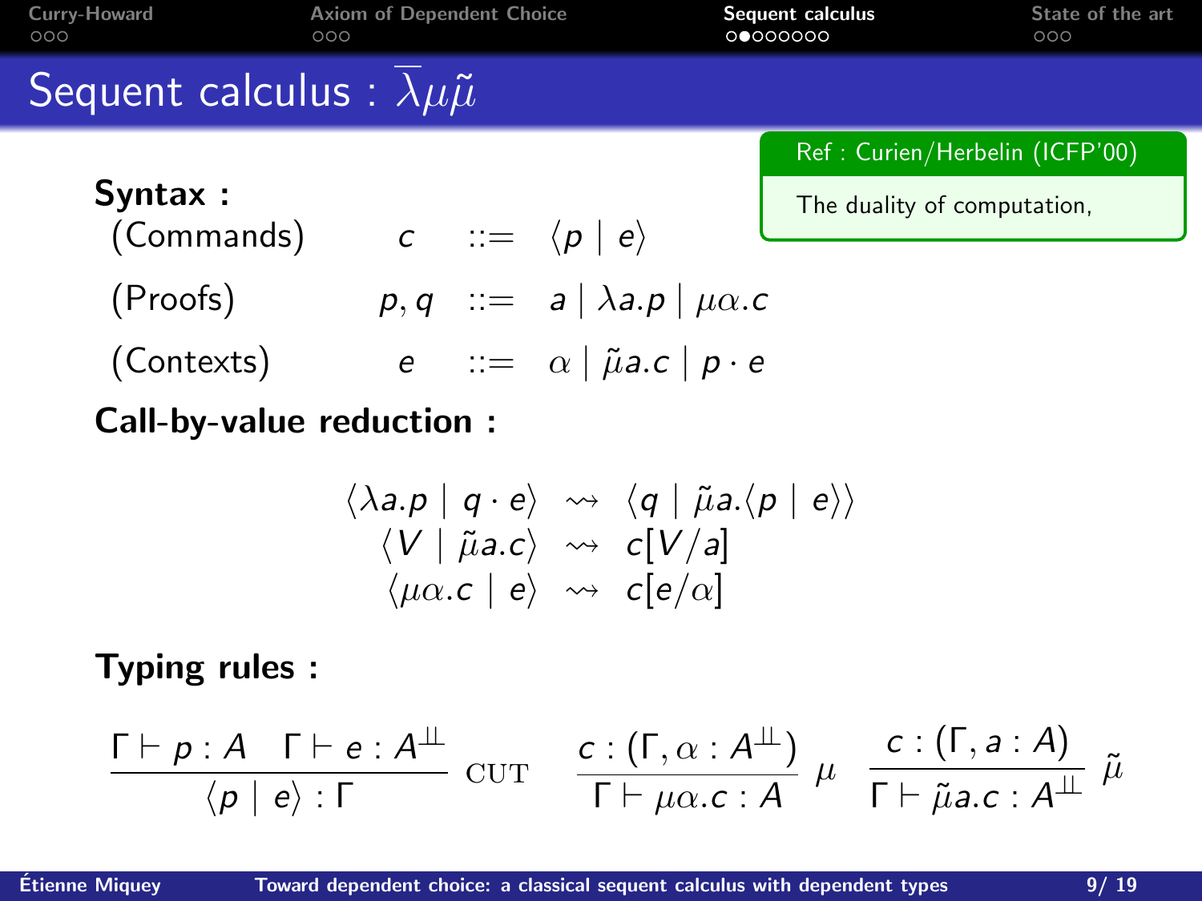# Sequent calculus : $\overline{\lambda}\mu\tilde{\mu}$

**Ref : Curien/Herbelin (ICFP'00)**

The duality of computation,

**Syntax :**

| | | | |
|---|---|---|---|
| (Commands) | $c$ | $::=$ | $\langle p \mid e \rangle$ |
| (Proofs) | $p, q$ | $::=$ | $a \mid \lambda a.p \mid \mu\alpha.c$ |
| (Contexts) | $e$ | $::=$ | $\alpha \mid \tilde{\mu}a.c \mid p \cdot e$ |

**Call-by-value reduction :**

$$
\begin{array}{rcl}
\langle \lambda a.p \mid q \cdot e \rangle & \rightsquigarrow & \langle q \mid \tilde{\mu}a.\langle p \mid e \rangle \rangle \\
\langle V \mid \tilde{\mu}a.c \rangle & \rightsquigarrow & c[V/a] \\
\langle \mu\alpha.c \mid e \rangle & \rightsquigarrow & c[e/\alpha]
\end{array}
$$

**Typing rules :**

$$
\frac{\Gamma \vdash p : A \quad \Gamma \vdash e : A^{\perp\!\!\perp}}{\langle p \mid e \rangle : \Gamma}\ \textsc{cut}
\qquad
\frac{c : (\Gamma, \alpha : A^{\perp\!\!\perp})}{\Gamma \vdash \mu\alpha.c : A}\ \mu
\qquad
\frac{c : (\Gamma, a : A)}{\Gamma \vdash \tilde{\mu}a.c : A^{\perp\!\!\perp}}\ \tilde{\mu}
$$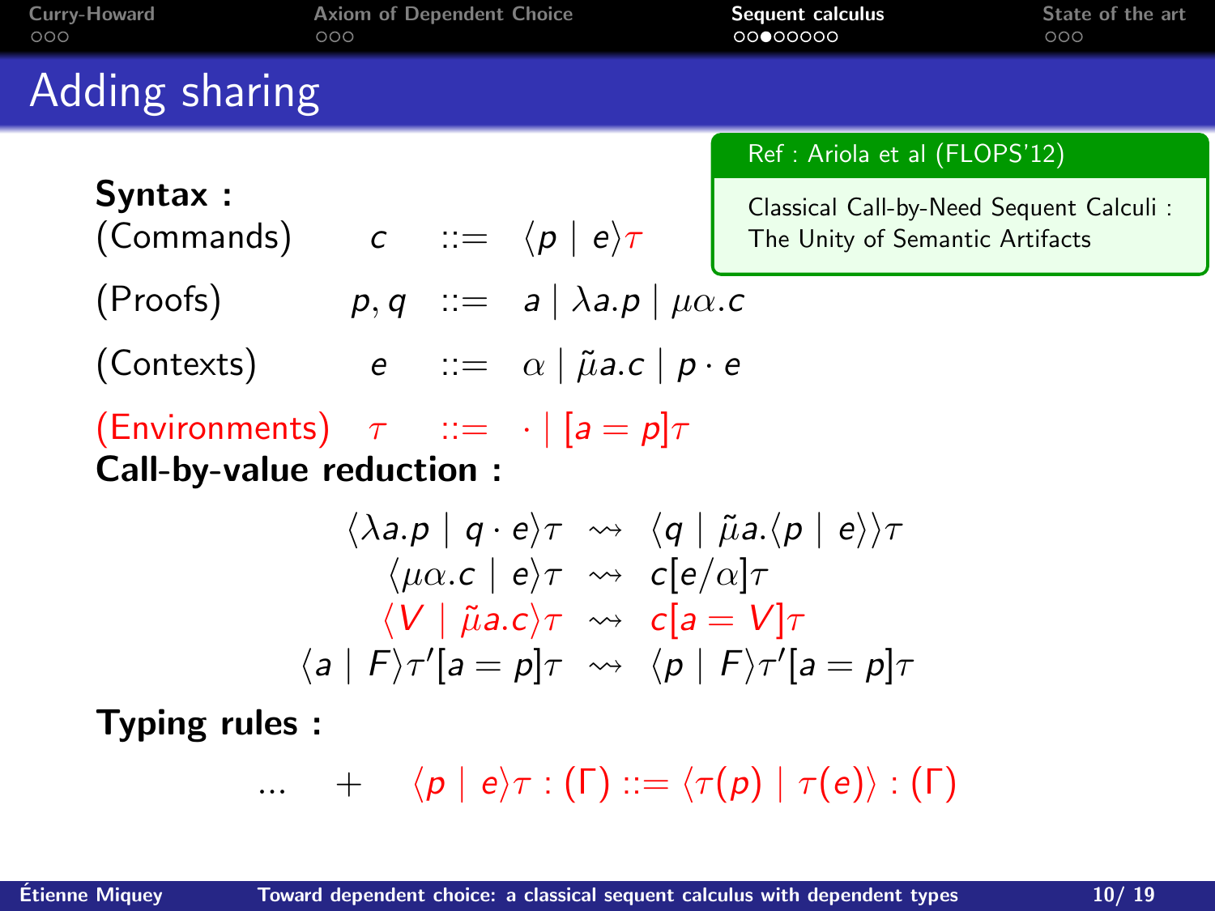# Adding sharing

> **Ref : Ariola et al (FLOPS'12)**
>
> Classical Call-by-Need Sequent Calculi : The Unity of Semantic Artifacts

**Syntax :**

$$
\begin{array}{llcl}
\text{(Commands)} & c & ::= & \langle p \mid e \rangle \tau \\
\text{(Proofs)} & p, q & ::= & a \mid \lambda a.p \mid \mu\alpha.c \\
\text{(Contexts)} & e & ::= & \alpha \mid \tilde{\mu} a.c \mid p \cdot e \\
\text{(Environments)} & \tau & ::= & \cdot \mid [a = p]\tau
\end{array}
$$

**Call-by-value reduction :**

$$
\begin{array}{rcl}
\langle \lambda a.p \mid q \cdot e \rangle \tau & \rightsquigarrow & \langle q \mid \tilde{\mu} a.\langle p \mid e \rangle \rangle \tau \\
\langle \mu\alpha.c \mid e \rangle \tau & \rightsquigarrow & c[e/\alpha]\tau \\
\langle V \mid \tilde{\mu} a.c \rangle \tau & \rightsquigarrow & c[a = V]\tau \\
\langle a \mid F \rangle \tau'[a = p]\tau & \rightsquigarrow & \langle p \mid F \rangle \tau'[a = p]\tau
\end{array}
$$

**Typing rules :**

$$
\ldots \quad + \quad \langle p \mid e \rangle \tau : (\Gamma) ::= \langle \tau(p) \mid \tau(e) \rangle : (\Gamma)
$$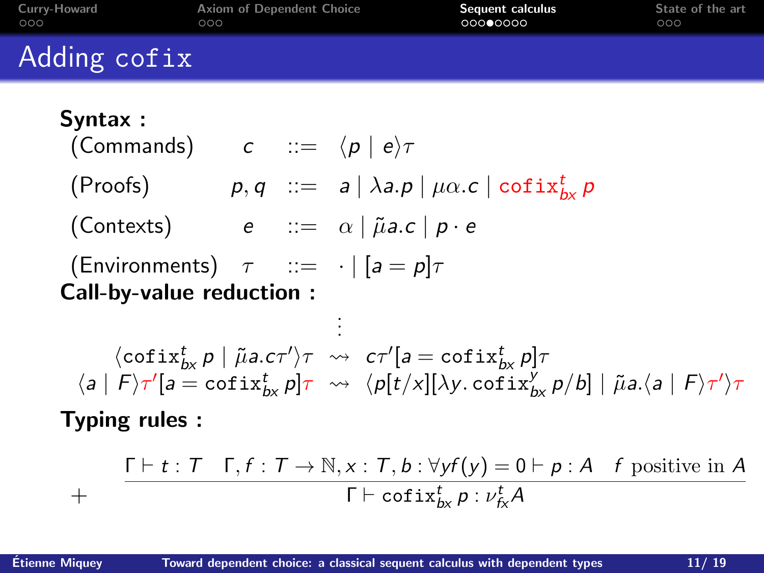# Adding cofix

**Syntax :**

$$
\begin{array}{llcl}
\text{(Commands)} & c & ::= & \langle p \mid e \rangle \tau \\
\text{(Proofs)} & p, q & ::= & a \mid \lambda a.p \mid \mu\alpha.c \mid \mathtt{cofix}^t_{bx}\, p \\
\text{(Contexts)} & e & ::= & \alpha \mid \tilde{\mu} a.c \mid p \cdot e \\
\text{(Environments)} & \tau & ::= & \cdot \mid [a = p]\tau
\end{array}
$$

**Call-by-value reduction :**

$$
\vdots
$$

$$
\begin{array}{rcl}
\langle \mathtt{cofix}^t_{bx}\, p \mid \tilde{\mu} a.c\tau' \rangle \tau & \rightsquigarrow & c\tau'[a = \mathtt{cofix}^t_{bx}\, p]\tau \\
\langle a \mid F \rangle \tau'[a = \mathtt{cofix}^t_{bx}\, p]\tau & \rightsquigarrow & \langle p[t/x][\lambda y.\, \mathtt{cofix}^y_{bx}\, p/b] \mid \tilde{\mu} a. \langle a \mid F \rangle \tau' \rangle \tau
\end{array}
$$

**Typing rules :**

$$
+ \qquad \frac{\Gamma \vdash t : T \quad \Gamma, f : T \to \mathbb{N}, x : T, b : \forall y f(y) = 0 \vdash p : A \quad f \text{ positive in } A}{\Gamma \vdash \mathtt{cofix}^t_{bx}\, p : \nu^t_{fx} A}
$$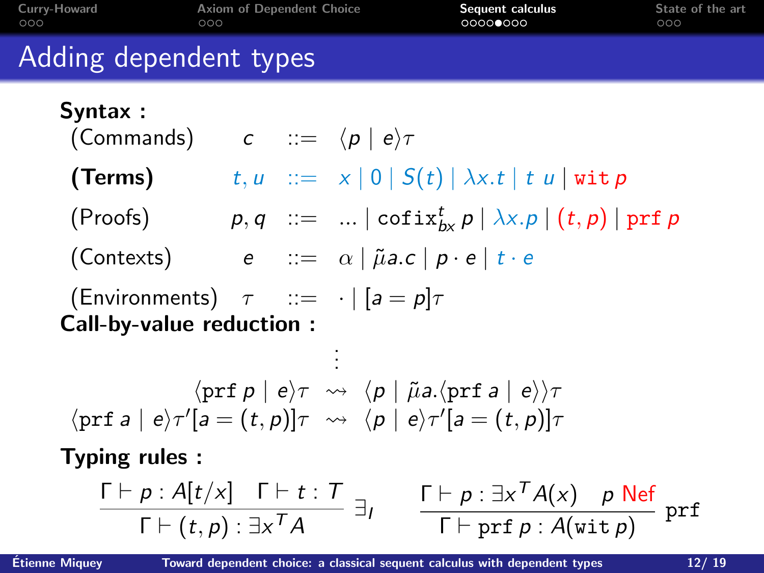# Adding dependent types

**Syntax :**

$$
\begin{array}{llcl}
\text{(Commands)} & c & ::= & \langle p \mid e \rangle \tau \\
\textbf{(Terms)} & t, u & ::= & x \mid 0 \mid S(t) \mid \lambda x.t \mid t\ u \mid \texttt{wit}\ p \\
\text{(Proofs)} & p, q & ::= & \ldots \mid \texttt{cofix}^{t}_{bx}\ p \mid \lambda x.p \mid (t, p) \mid \texttt{prf}\ p \\
\text{(Contexts)} & e & ::= & \alpha \mid \tilde{\mu} a.c \mid p \cdot e \mid t \cdot e \\
\text{(Environments)} & \tau & ::= & \cdot \mid [a = p]\tau
\end{array}
$$

**Call-by-value reduction :**

$$
\begin{array}{rcl}
 & \vdots & \\
\langle \texttt{prf}\ p \mid e \rangle \tau & \rightsquigarrow & \langle p \mid \tilde{\mu} a. \langle \texttt{prf}\ a \mid e \rangle \rangle \tau \\
\langle \texttt{prf}\ a \mid e \rangle \tau' [a = (t, p)] \tau & \rightsquigarrow & \langle p \mid e \rangle \tau' [a = (t, p)] \tau
\end{array}
$$

**Typing rules :**

$$
\frac{\Gamma \vdash p : A[t/x] \quad \Gamma \vdash t : T}{\Gamma \vdash (t, p) : \exists x^{T} A} \exists_I
\qquad
\frac{\Gamma \vdash p : \exists x^{T} A(x) \quad p \text{ Nef}}{\Gamma \vdash \texttt{prf}\ p : A(\texttt{wit}\ p)} \texttt{prf}
$$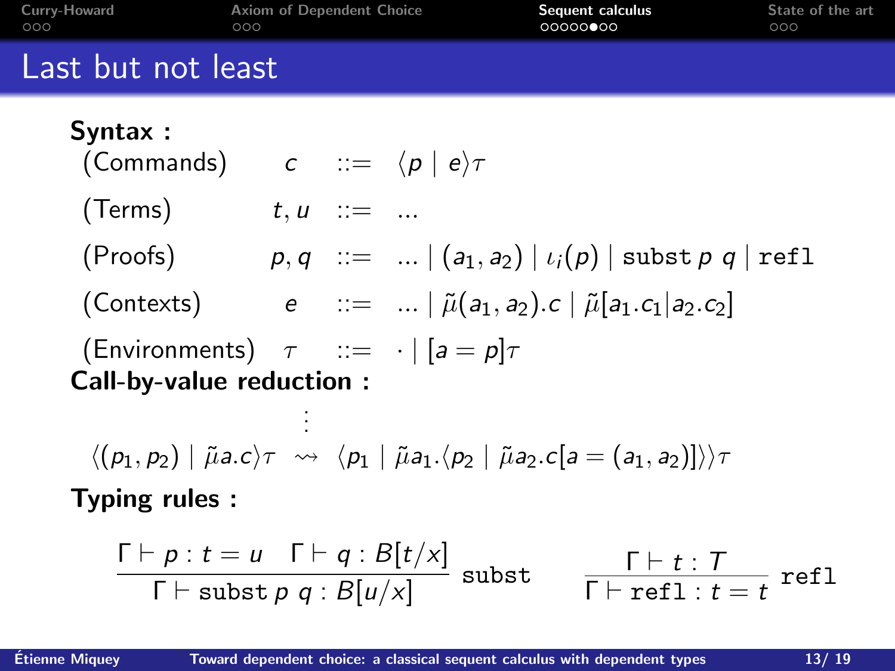# Last but not least

**Syntax :**

$$
\begin{array}{llcl}
\text{(Commands)} & c & ::= & \langle p \mid e \rangle \tau \\
\text{(Terms)} & t, u & ::= & \ldots \\
\text{(Proofs)} & p, q & ::= & \ldots \mid (a_1, a_2) \mid \iota_i(p) \mid \texttt{subst}\, p\ q \mid \texttt{refl} \\
\text{(Contexts)} & e & ::= & \ldots \mid \tilde{\mu}(a_1, a_2).c \mid \tilde{\mu}[a_1.c_1 | a_2.c_2] \\
\text{(Environments)} & \tau & ::= & \cdot \mid [a = p]\tau
\end{array}
$$

**Call-by-value reduction :**

$$
\vdots
$$

$$
\langle (p_1, p_2) \mid \tilde{\mu}a.c \rangle \tau \rightsquigarrow \langle p_1 \mid \tilde{\mu}a_1.\langle p_2 \mid \tilde{\mu}a_2.c[a = (a_1, a_2)] \rangle \rangle \tau
$$

**Typing rules :**

$$
\frac{\Gamma \vdash p : t = u \quad \Gamma \vdash q : B[t/x]}{\Gamma \vdash \texttt{subst}\, p\ q : B[u/x]}\ \texttt{subst}
\qquad
\frac{\Gamma \vdash t : T}{\Gamma \vdash \texttt{refl} : t = t}\ \texttt{refl}
$$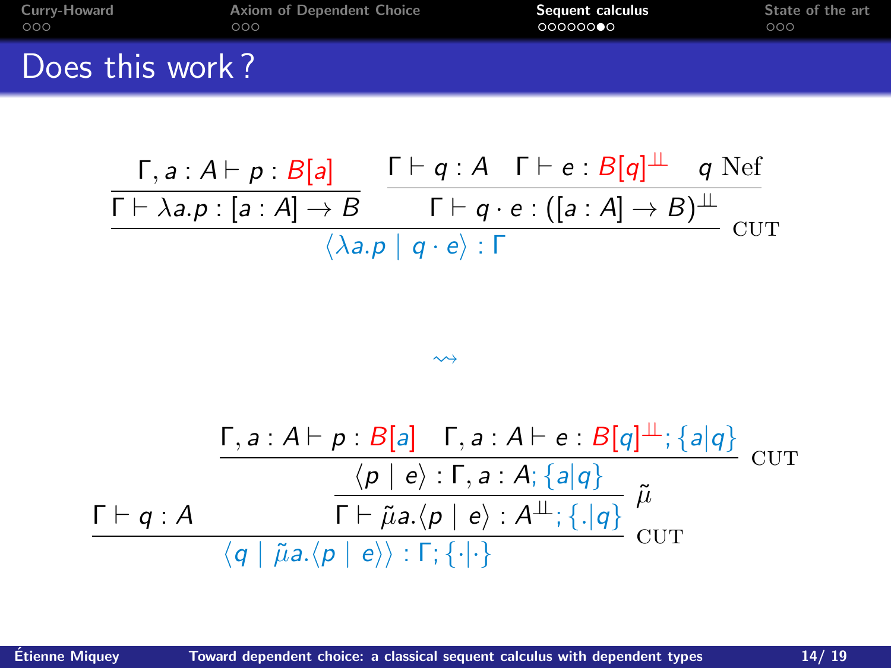# Does this work ?

$$
\dfrac{\dfrac{\Gamma, a : A \vdash p : B[a]}{\Gamma \vdash \lambda a.p : [a:A] \to B} \qquad \dfrac{\Gamma \vdash q : A \quad \Gamma \vdash e : B[q]^{\perp\!\!\perp} \quad q \text{ Nef}}{\Gamma \vdash q \cdot e : ([a:A] \to B)^{\perp\!\!\perp}}}{\langle \lambda a.p \mid q \cdot e \rangle : \Gamma} \text{ CUT}
$$

$$\rightsquigarrow$$

$$
\dfrac{\Gamma \vdash q : A \qquad \dfrac{\dfrac{\Gamma, a : A \vdash p : B[a] \quad \Gamma, a : A \vdash e : B[q]^{\perp\!\!\perp}; \{a|q\}}{\langle p \mid e \rangle : \Gamma, a : A; \{a|q\}} \text{ CUT}}{\Gamma \vdash \tilde{\mu} a.\langle p \mid e \rangle : A^{\perp\!\!\perp}; \{.|q\}} \tilde{\mu}}{\langle q \mid \tilde{\mu} a.\langle p \mid e \rangle \rangle : \Gamma; \{\cdot|\cdot\}} \text{ CUT}
$$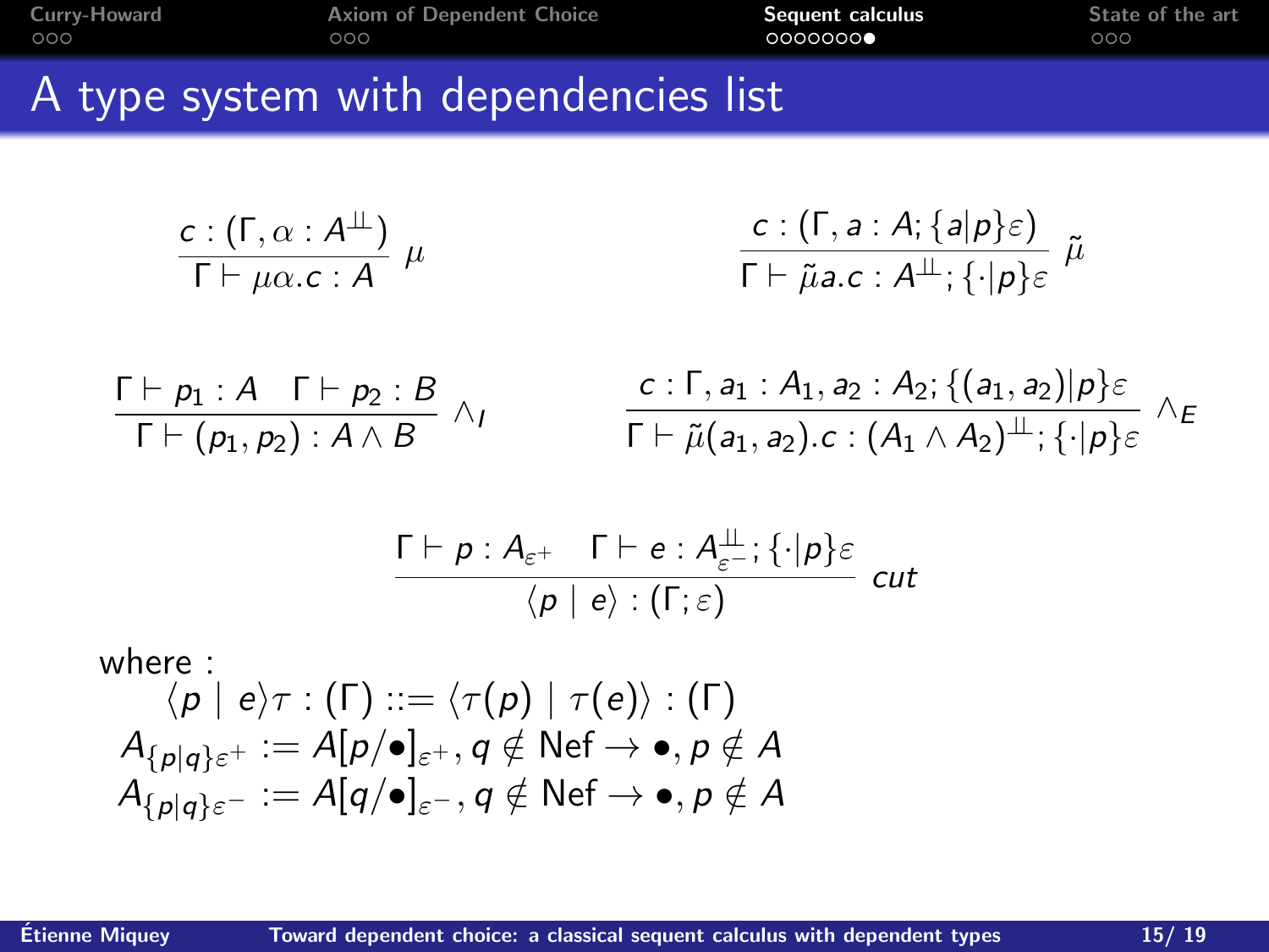# A type system with dependencies list

$$\frac{c : (\Gamma, \alpha : A^{\perp\!\!\perp})}{\Gamma \vdash \mu\alpha.c : A}\ \mu \qquad\qquad \frac{c : (\Gamma, a : A; \{a|p\}\varepsilon)}{\Gamma \vdash \tilde{\mu}a.c : A^{\perp\!\!\perp}; \{\cdot|p\}\varepsilon}\ \tilde{\mu}$$

$$\frac{\Gamma \vdash p_1 : A \quad \Gamma \vdash p_2 : B}{\Gamma \vdash (p_1, p_2) : A \wedge B}\ \wedge_I \qquad\qquad \frac{c : \Gamma, a_1 : A_1, a_2 : A_2; \{(a_1, a_2)|p\}\varepsilon}{\Gamma \vdash \tilde{\mu}(a_1, a_2).c : (A_1 \wedge A_2)^{\perp\!\!\perp}; \{\cdot|p\}\varepsilon}\ \wedge_E$$

$$\frac{\Gamma \vdash p : A_{\varepsilon^+} \quad \Gamma \vdash e : A^{\perp\!\!\perp}_{\varepsilon^-}; \{\cdot|p\}\varepsilon}{\langle p \mid e \rangle : (\Gamma; \varepsilon)}\ cut$$

where :

$$\langle p \mid e \rangle \tau : (\Gamma) ::= \langle \tau(p) \mid \tau(e) \rangle : (\Gamma)$$

$$A_{\{p|q\}\varepsilon^+} := A[p/\bullet]_{\varepsilon^+}, q \notin \text{Nef} \to \bullet, p \notin A$$

$$A_{\{p|q\}\varepsilon^-} := A[q/\bullet]_{\varepsilon^-}, q \notin \text{Nef} \to \bullet, p \notin A$$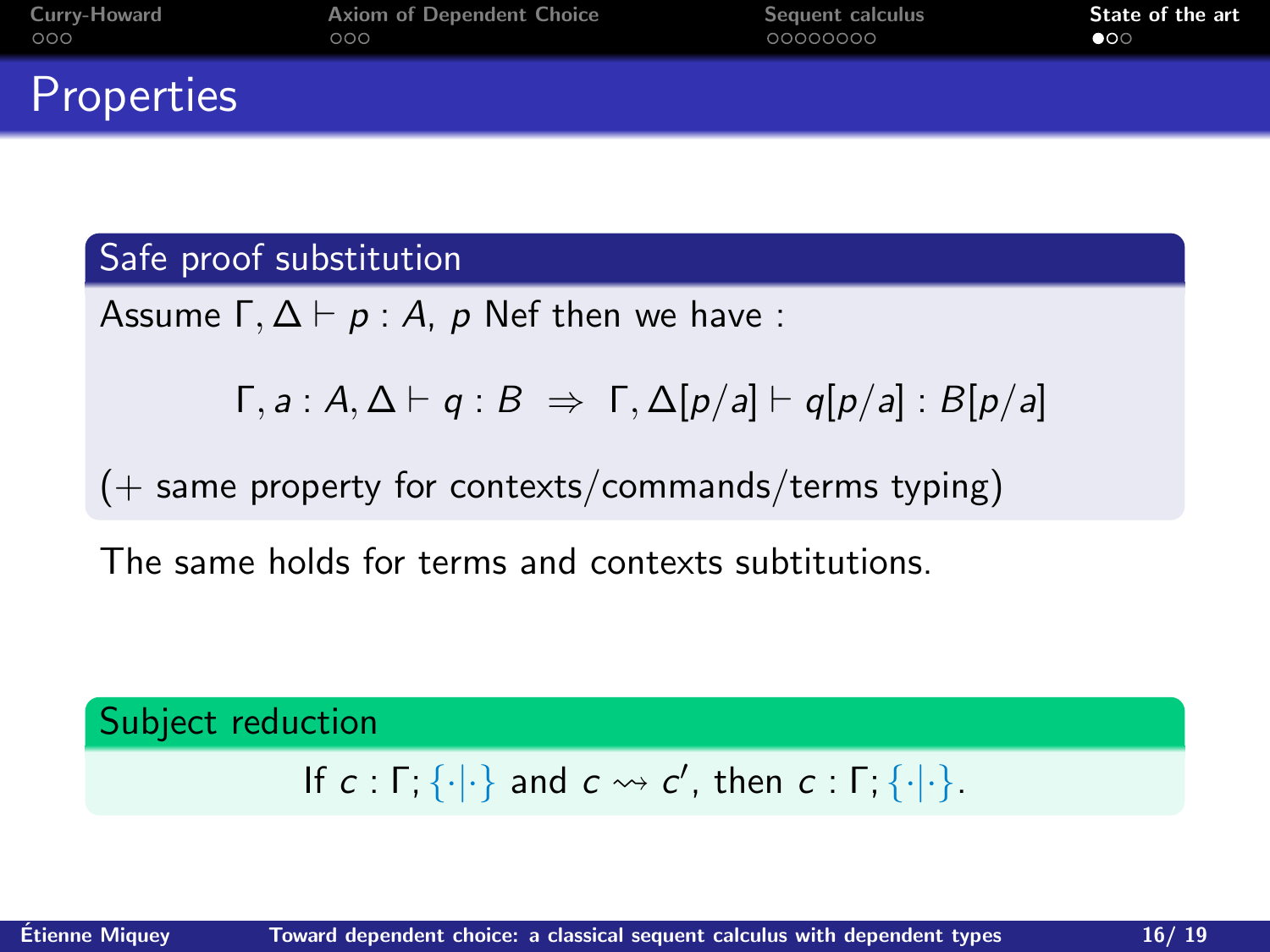# Properties

### Safe proof substitution

Assume $\Gamma, \Delta \vdash p : A$, $p$ Nef then we have :

$$\Gamma, a : A, \Delta \vdash q : B \;\Rightarrow\; \Gamma, \Delta[p/a] \vdash q[p/a] : B[p/a]$$

(+ same property for contexts/commands/terms typing)

The same holds for terms and contexts subtitutions.

### Subject reduction

If $c : \Gamma; \{\cdot|\cdot\}$ and $c \rightsquigarrow c'$, then $c : \Gamma; \{\cdot|\cdot\}$.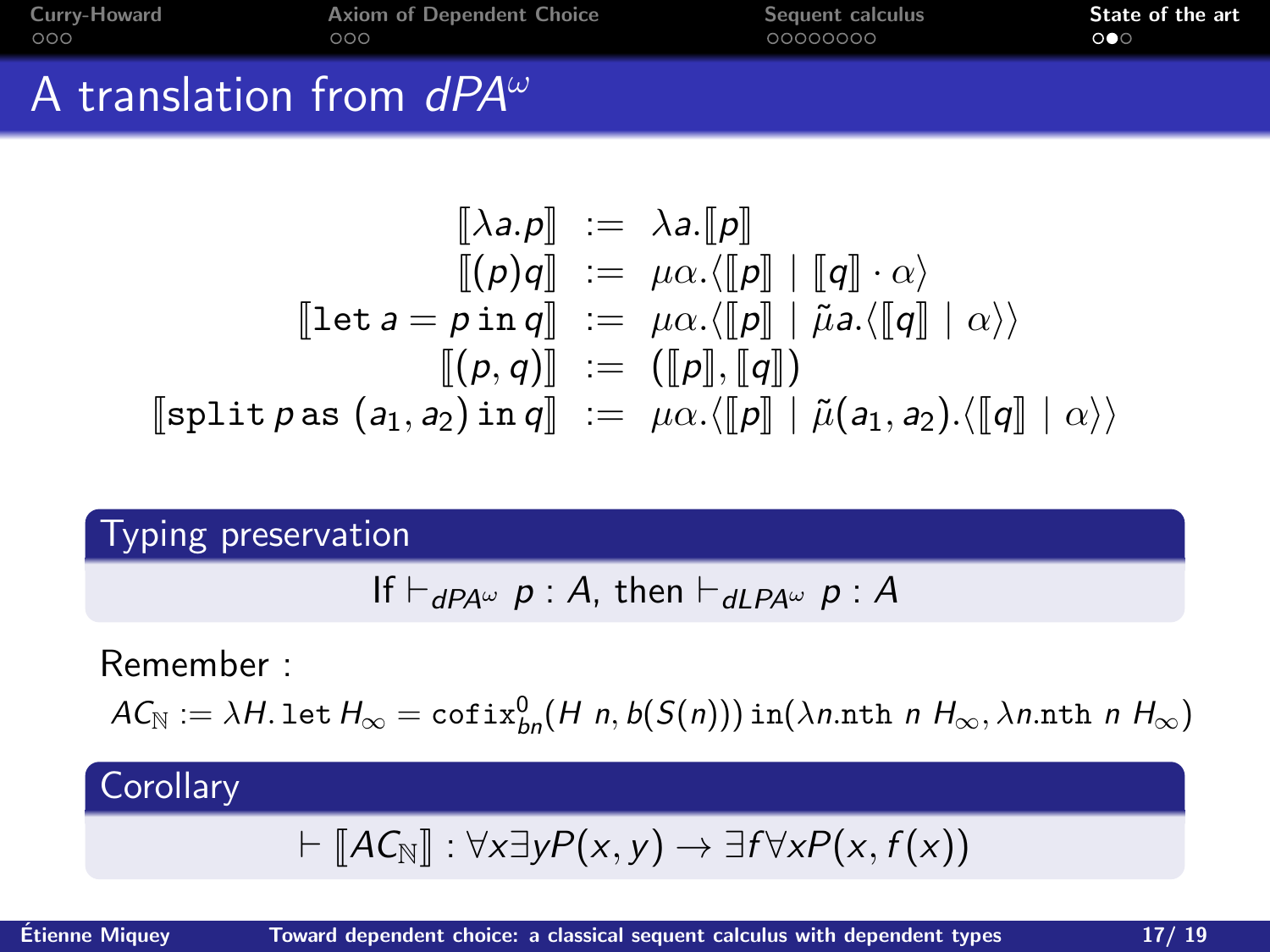# A translation from $dPA^\omega$

$$
\begin{array}{rcl}
[\![\lambda a.p]\!] & := & \lambda a.[\![p]\!] \\
[\![(p)q]\!] & := & \mu\alpha.\langle [\![p]\!] \mid [\![q]\!] \cdot \alpha \rangle \\
[\![\mathtt{let}\, a = p \,\mathtt{in}\, q]\!] & := & \mu\alpha.\langle [\![p]\!] \mid \tilde{\mu}a.\langle [\![q]\!] \mid \alpha \rangle \rangle \\
[\![(p,q)]\!] & := & ([\![p]\!],[\![q]\!]) \\
[\![\mathtt{split}\, p \,\mathtt{as}\, (a_1,a_2) \,\mathtt{in}\, q]\!] & := & \mu\alpha.\langle [\![p]\!] \mid \tilde{\mu}(a_1,a_2).\langle [\![q]\!] \mid \alpha \rangle \rangle
\end{array}
$$

## Typing preservation

If $\vdash_{dPA^\omega} p : A$, then $\vdash_{dLPA^\omega} p : A$

Remember :

$AC_{\mathbb{N}} := \lambda H.\,\mathtt{let}\, H_\infty = \mathtt{cofix}^0_{bn}(H\ n, b(S(n)))\,\mathtt{in}(\lambda n.\mathtt{nth}\ n\ H_\infty, \lambda n.\mathtt{nth}\ n\ H_\infty)$

## Corollary

$\vdash [\![AC_{\mathbb{N}}]\!] : \forall x \exists y P(x,y) \to \exists f \forall x P(x, f(x))$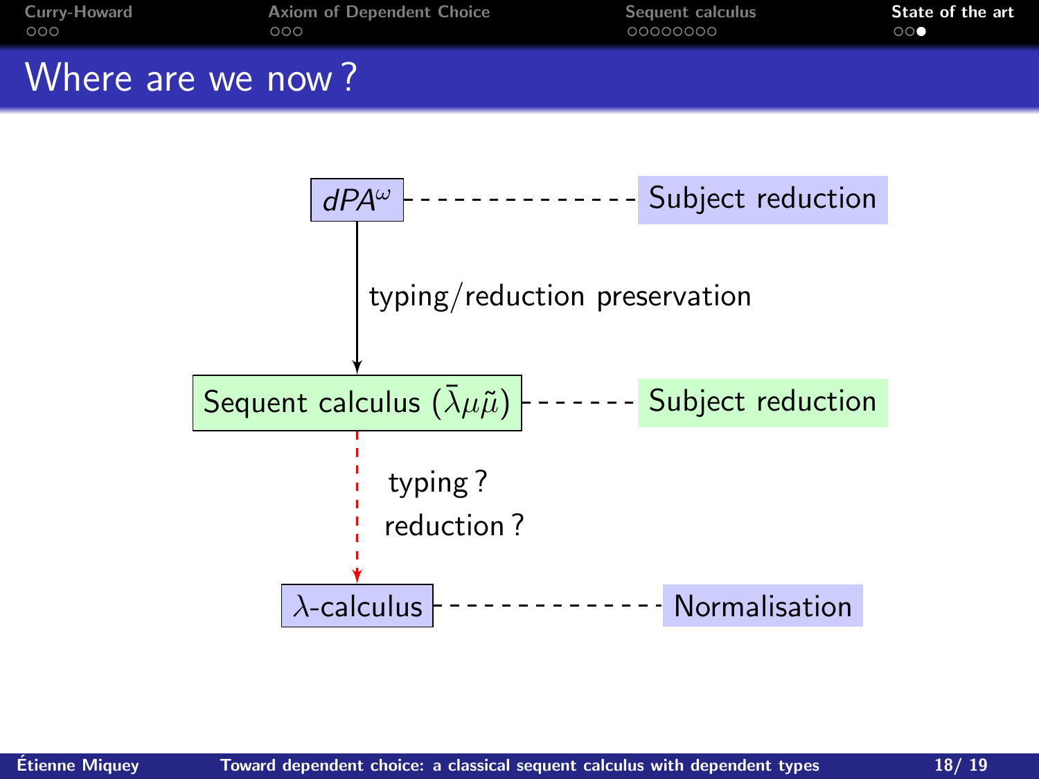# Where are we now ?

$dPA^\omega$ - - - - - - - - - - - - - - Subject reduction

typing/reduction preservation

Sequent calculus ($\bar{\lambda}\mu\tilde{\mu}$) - - - - - - Subject reduction

typing ?

reduction ?

$\lambda$-calculus - - - - - - - - - - - - - - Normalisation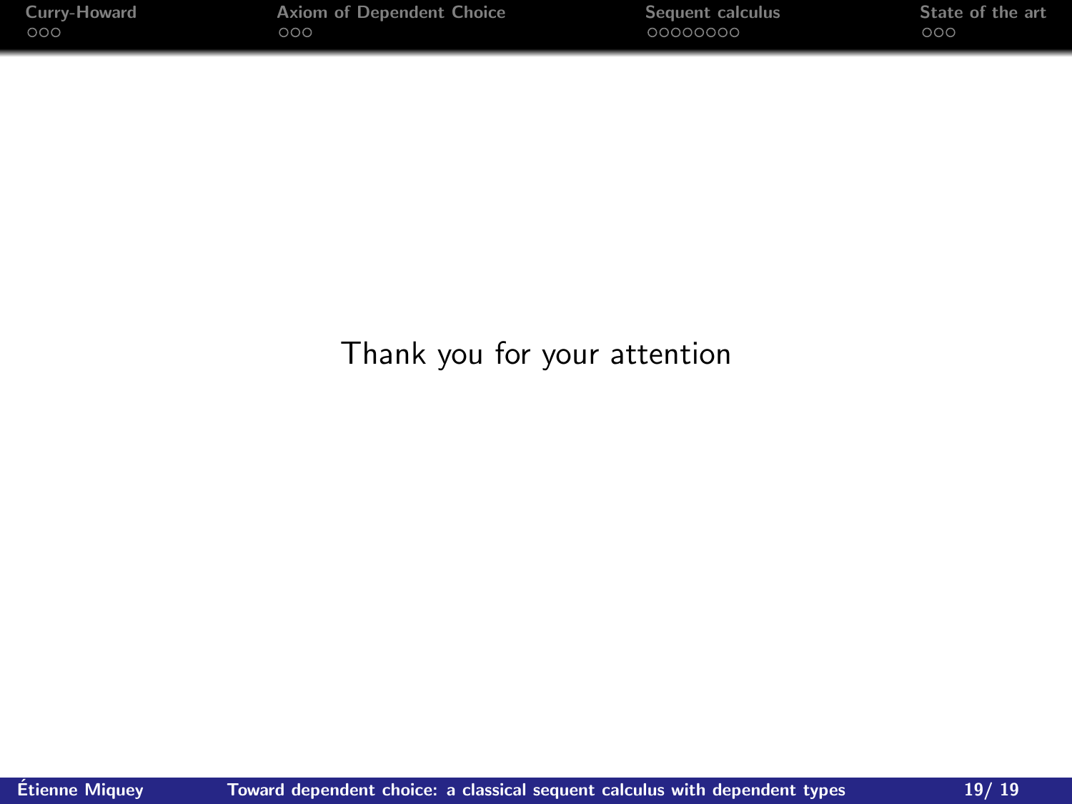Thank you for your attention